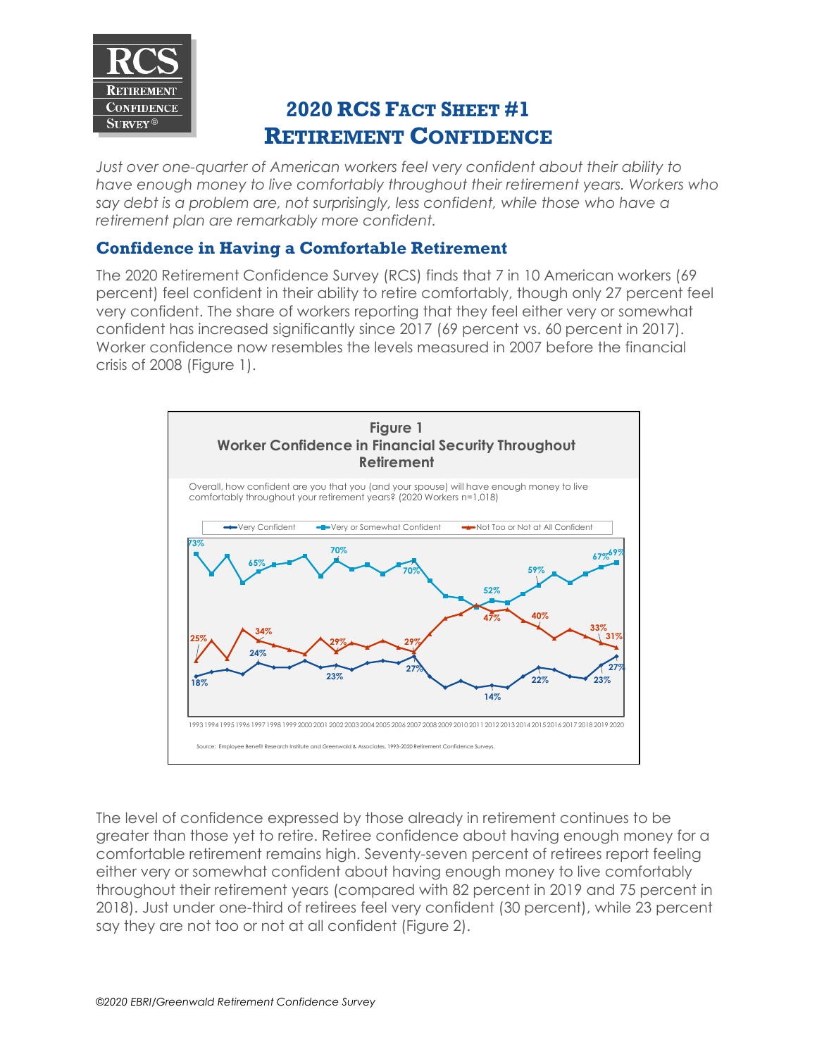# 2020 RCS Fact Sheet #1
# Retirement Confidence

*Just over one-quarter of American workers feel very confident about their ability to have enough money to live comfortably throughout their retirement years. Workers who say debt is a problem are, not surprisingly, less confident, while those who have a retirement plan are remarkably more confident.*

## Confidence in Having a Comfortable Retirement

The 2020 Retirement Confidence Survey (RCS) finds that 7 in 10 American workers (69 percent) feel confident in their ability to retire comfortably, though only 27 percent feel very confident. The share of workers reporting that they feel either very or somewhat confident has increased significantly since 2017 (69 percent vs. 60 percent in 2017). Worker confidence now resembles the levels measured in 2007 before the financial crisis of 2008 (Figure 1).

**Figure 1**
**Worker Confidence in Financial Security Throughout Retirement**

Overall, how confident are you that you (and your spouse) will have enough money to live comfortably throughout your retirement years? (2020 Workers n=1,018)

Legend: Very Confident; Very or Somewhat Confident; Not Too or Not at All Confident

Labeled values — Very or Somewhat Confident: 73% (1993), 65%, 70%, 70% (2007), 52%, 59%, 67%, 69% (2020). Not Too or Not at All Confident: 25% (1993), 34%, 29%, 29%, 47%, 40%, 33%, 31% (2020). Very Confident: 18% (1993), 24%, 23%, 27% (2007), 14%, 22%, 23%, 27% (2020).

1993 1994 1995 1996 1997 1998 1999 2000 2001 2002 2003 2004 2005 2006 2007 2008 2009 2010 2011 2012 2013 2014 2015 2016 2017 2018 2019 2020

Source: Employee Benefit Research Institute and Greenwald & Associates, 1993-2020 Retirement Confidence Surveys.

The level of confidence expressed by those already in retirement continues to be greater than those yet to retire. Retiree confidence about having enough money for a comfortable retirement remains high. Seventy-seven percent of retirees report feeling either very or somewhat confident about having enough money to live comfortably throughout their retirement years (compared with 82 percent in 2019 and 75 percent in 2018). Just under one-third of retirees feel very confident (30 percent), while 23 percent say they are not too or not at all confident (Figure 2).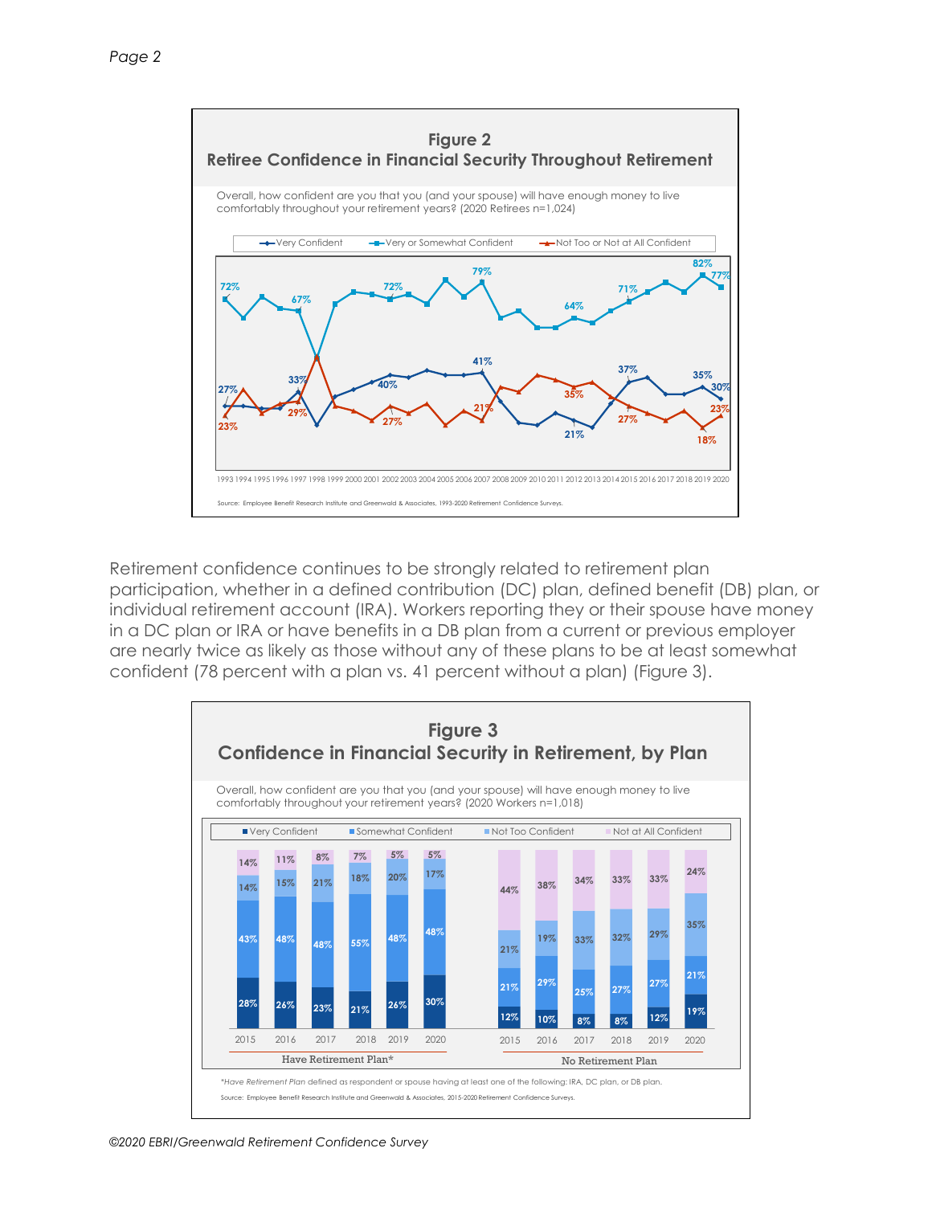**Figure 2**
**Retiree Confidence in Financial Security Throughout Retirement**

Overall, how confident are you that you (and your spouse) will have enough money to live comfortably throughout your retirement years? (2020 Retirees n=1,024)

Source: Employee Benefit Research Institute and Greenwald & Associates, 1993-2020 Retirement Confidence Surveys.

Retirement confidence continues to be strongly related to retirement plan participation, whether in a defined contribution (DC) plan, defined benefit (DB) plan, or individual retirement account (IRA). Workers reporting they or their spouse have money in a DC plan or IRA or have benefits in a DB plan from a current or previous employer are nearly twice as likely as those without any of these plans to be at least somewhat confident (78 percent with a plan vs. 41 percent without a plan) (Figure 3).

**Figure 3**
**Confidence in Financial Security in Retirement, by Plan**

Overall, how confident are you that you (and your spouse) will have enough money to live comfortably throughout your retirement years? (2020 Workers n=1,018)

| | Have Retirement Plan* | | | | | | No Retirement Plan | | | | | |
|---|---|---|---|---|---|---|---|---|---|---|---|---|
| | 2015 | 2016 | 2017 | 2018 | 2019 | 2020 | 2015 | 2016 | 2017 | 2018 | 2019 | 2020 |
| Very Confident | 28% | 26% | 23% | 21% | 26% | 30% | 12% | 10% | 8% | 8% | 12% | 19% |
| Somewhat Confident | 43% | 48% | 48% | 55% | 48% | 48% | 21% | 29% | 25% | 27% | 27% | 21% |
| Not Too Confident | 14% | 15% | 21% | 18% | 20% | 17% | 21% | 19% | 33% | 32% | 29% | 35% |
| Not at All Confident | 14% | 11% | 8% | 7% | 5% | 5% | 44% | 38% | 34% | 33% | 33% | 24% |

*Have Retirement Plan defined as respondent or spouse having at least one of the following: IRA, DC plan, or DB plan.

Source: Employee Benefit Research Institute and Greenwald & Associates, 2015-2020 Retirement Confidence Surveys.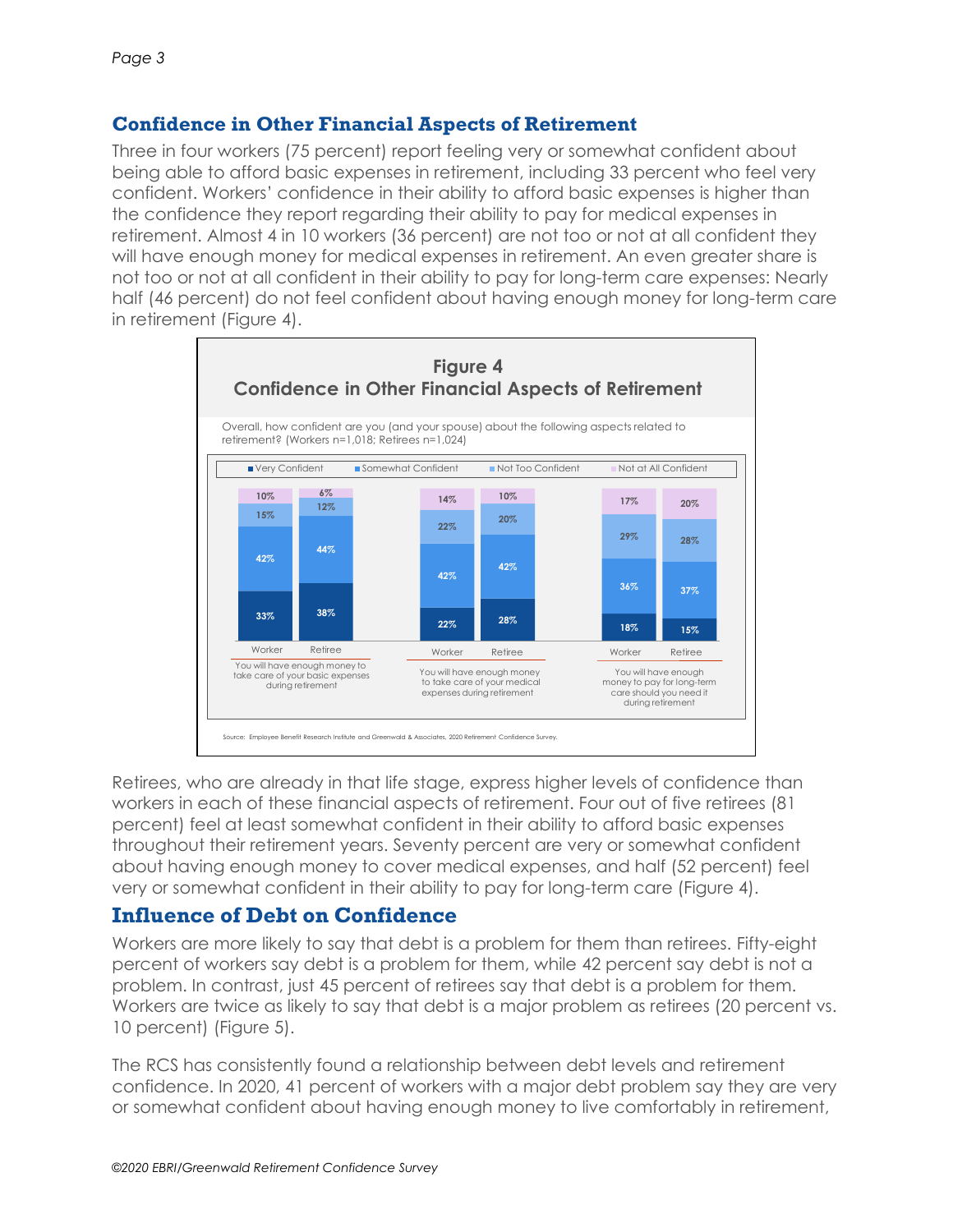## Confidence in Other Financial Aspects of Retirement

Three in four workers (75 percent) report feeling very or somewhat confident about being able to afford basic expenses in retirement, including 33 percent who feel very confident. Workers' confidence in their ability to afford basic expenses is higher than the confidence they report regarding their ability to pay for medical expenses in retirement. Almost 4 in 10 workers (36 percent) are not too or not at all confident they will have enough money for medical expenses in retirement. An even greater share is not too or not at all confident in their ability to pay for long-term care expenses: Nearly half (46 percent) do not feel confident about having enough money for long-term care in retirement (Figure 4).

**Figure 4**
**Confidence in Other Financial Aspects of Retirement**

Overall, how confident are you (and your spouse) about the following aspects related to retirement? (Workers n=1,018; Retirees n=1,024)

| | Very Confident | Somewhat Confident | Not Too Confident | Not at All Confident |
|---|---|---|---|---|
| You will have enough money to take care of your basic expenses during retirement – Worker | 33% | 42% | 15% | 10% |
| You will have enough money to take care of your basic expenses during retirement – Retiree | 38% | 44% | 12% | 6% |
| You will have enough money to take care of your medical expenses during retirement – Worker | 22% | 42% | 22% | 14% |
| You will have enough money to take care of your medical expenses during retirement – Retiree | 28% | 42% | 20% | 10% |
| You will have enough money to pay for long-term care should you need it during retirement – Worker | 18% | 36% | 29% | 17% |
| You will have enough money to pay for long-term care should you need it during retirement – Retiree | 15% | 37% | 28% | 20% |

Source: Employee Benefit Research Institute and Greenwald & Associates, 2020 Retirement Confidence Survey.

Retirees, who are already in that life stage, express higher levels of confidence than workers in each of these financial aspects of retirement. Four out of five retirees (81 percent) feel at least somewhat confident in their ability to afford basic expenses throughout their retirement years. Seventy percent are very or somewhat confident about having enough money to cover medical expenses, and half (52 percent) feel very or somewhat confident in their ability to pay for long-term care (Figure 4).

## Influence of Debt on Confidence

Workers are more likely to say that debt is a problem for them than retirees. Fifty-eight percent of workers say debt is a problem for them, while 42 percent say debt is not a problem. In contrast, just 45 percent of retirees say that debt is a problem for them. Workers are twice as likely to say that debt is a major problem as retirees (20 percent vs. 10 percent) (Figure 5).

The RCS has consistently found a relationship between debt levels and retirement confidence. In 2020, 41 percent of workers with a major debt problem say they are very or somewhat confident about having enough money to live comfortably in retirement,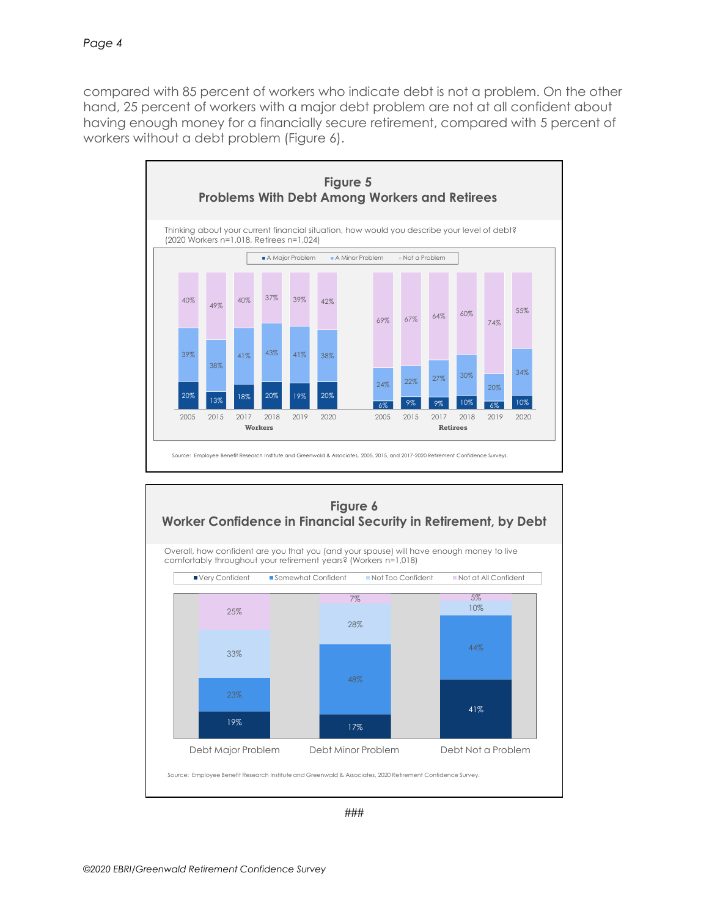compared with 85 percent of workers who indicate debt is not a problem. On the other hand, 25 percent of workers with a major debt problem are not at all confident about having enough money for a financially secure retirement, compared with 5 percent of workers without a debt problem (Figure 6).

**Figure 5**
**Problems With Debt Among Workers and Retirees**

Thinking about your current financial situation, how would you describe your level of debt? (2020 Workers n=1,018, Retirees n=1,024)

A Major Problem
A Minor Problem
Not a Problem

Workers
2005: 20%, 39%, 40%
2015: 13%, 38%, 49%
2017: 18%, 41%, 40%
2018: 20%, 43%, 37%
2019: 19%, 41%, 39%
2020: 20%, 38%, 42%

Retirees
2005: 6%, 24%, 69%
2015: 9%, 22%, 67%
2017: 9%, 27%, 64%
2018: 10%, 30%, 60%
2019: 6%, 20%, 74%
2020: 10%, 34%, 55%

Source: Employee Benefit Research Institute and Greenwald & Associates, 2005, 2015, and 2017-2020 Retirement Confidence Surveys.

**Figure 6**
**Worker Confidence in Financial Security in Retirement, by Debt**

Overall, how confident are you that you (and your spouse) will have enough money to live comfortably throughout your retirement years? (Workers n=1,018)

Very Confident
Somewhat Confident
Not Too Confident
Not at All Confident

Debt Major Problem: 19%, 23%, 33%, 25%
Debt Minor Problem: 17%, 48%, 28%, 7%
Debt Not a Problem: 41%, 44%, 10%, 5%

Source: Employee Benefit Research Institute and Greenwald & Associates, 2020 Retirement Confidence Survey.

###